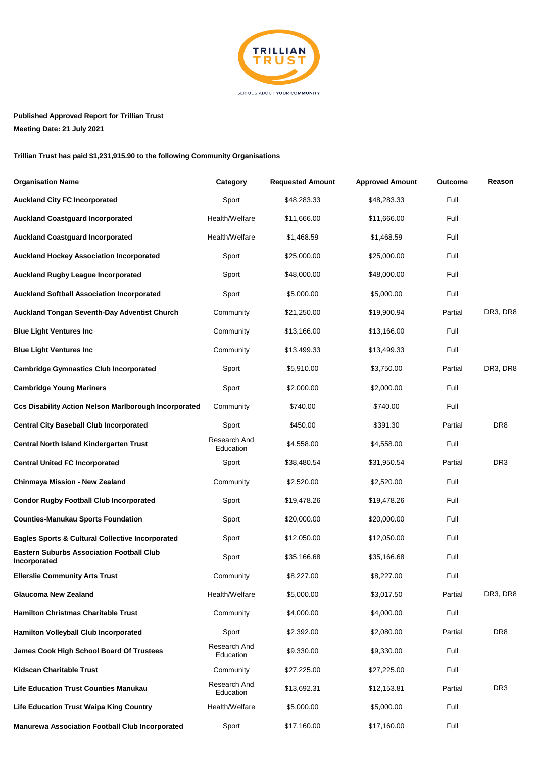**Published Approved Report for Trillian Trust**

**Meeting Date: 21 July 2021**

**Trillian Trust has paid $1,231,915.90 to the following Community Organisations**

| Organisation Name | Category | Requested Amount | Approved Amount | Outcome | Reason |
|---|---|---|---|---|---|
| **Auckland City FC Incorporated** | Sport | $48,283.33 | $48,283.33 | Full | |
| **Auckland Coastguard Incorporated** | Health/Welfare | $11,666.00 | $11,666.00 | Full | |
| **Auckland Coastguard Incorporated** | Health/Welfare | $1,468.59 | $1,468.59 | Full | |
| **Auckland Hockey Association Incorporated** | Sport | $25,000.00 | $25,000.00 | Full | |
| **Auckland Rugby League Incorporated** | Sport | $48,000.00 | $48,000.00 | Full | |
| **Auckland Softball Association Incorporated** | Sport | $5,000.00 | $5,000.00 | Full | |
| **Auckland Tongan Seventh-Day Adventist Church** | Community | $21,250.00 | $19,900.94 | Partial | DR3, DR8 |
| **Blue Light Ventures Inc** | Community | $13,166.00 | $13,166.00 | Full | |
| **Blue Light Ventures Inc** | Community | $13,499.33 | $13,499.33 | Full | |
| **Cambridge Gymnastics Club Incorporated** | Sport | $5,910.00 | $3,750.00 | Partial | DR3, DR8 |
| **Cambridge Young Mariners** | Sport | $2,000.00 | $2,000.00 | Full | |
| **Ccs Disability Action Nelson Marlborough Incorporated** | Community | $740.00 | $740.00 | Full | |
| **Central City Baseball Club Incorporated** | Sport | $450.00 | $391.30 | Partial | DR8 |
| **Central North Island Kindergarten Trust** | Research And Education | $4,558.00 | $4,558.00 | Full | |
| **Central United FC Incorporated** | Sport | $38,480.54 | $31,950.54 | Partial | DR3 |
| **Chinmaya Mission - New Zealand** | Community | $2,520.00 | $2,520.00 | Full | |
| **Condor Rugby Football Club Incorporated** | Sport | $19,478.26 | $19,478.26 | Full | |
| **Counties-Manukau Sports Foundation** | Sport | $20,000.00 | $20,000.00 | Full | |
| **Eagles Sports & Cultural Collective Incorporated** | Sport | $12,050.00 | $12,050.00 | Full | |
| **Eastern Suburbs Association Football Club Incorporated** | Sport | $35,166.68 | $35,166.68 | Full | |
| **Ellerslie Community Arts Trust** | Community | $8,227.00 | $8,227.00 | Full | |
| **Glaucoma New Zealand** | Health/Welfare | $5,000.00 | $3,017.50 | Partial | DR3, DR8 |
| **Hamilton Christmas Charitable Trust** | Community | $4,000.00 | $4,000.00 | Full | |
| **Hamilton Volleyball Club Incorporated** | Sport | $2,392.00 | $2,080.00 | Partial | DR8 |
| **James Cook High School Board Of Trustees** | Research And Education | $9,330.00 | $9,330.00 | Full | |
| **Kidscan Charitable Trust** | Community | $27,225.00 | $27,225.00 | Full | |
| **Life Education Trust Counties Manukau** | Research And Education | $13,692.31 | $12,153.81 | Partial | DR3 |
| **Life Education Trust Waipa King Country** | Health/Welfare | $5,000.00 | $5,000.00 | Full | |
| **Manurewa Association Football Club Incorporated** | Sport | $17,160.00 | $17,160.00 | Full | |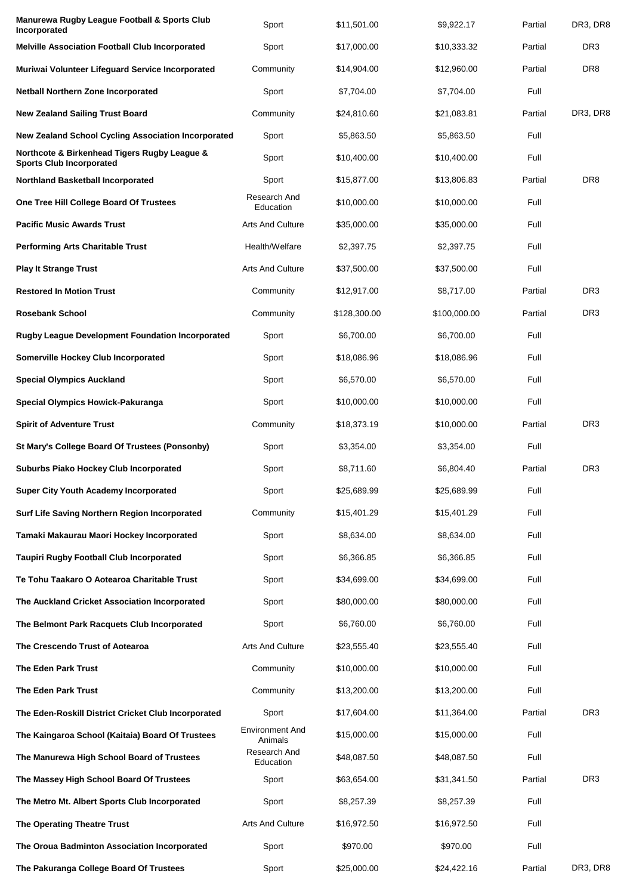| | | | | | |
|---|---|---|---|---|---|
| **Manurewa Rugby League Football & Sports Club Incorporated** | Sport | $11,501.00 | $9,922.17 | Partial | DR3, DR8 |
| **Melville Association Football Club Incorporated** | Sport | $17,000.00 | $10,333.32 | Partial | DR3 |
| **Muriwai Volunteer Lifeguard Service Incorporated** | Community | $14,904.00 | $12,960.00 | Partial | DR8 |
| **Netball Northern Zone Incorporated** | Sport | $7,704.00 | $7,704.00 | Full | |
| **New Zealand Sailing Trust Board** | Community | $24,810.60 | $21,083.81 | Partial | DR3, DR8 |
| **New Zealand School Cycling Association Incorporated** | Sport | $5,863.50 | $5,863.50 | Full | |
| **Northcote & Birkenhead Tigers Rugby League & Sports Club Incorporated** | Sport | $10,400.00 | $10,400.00 | Full | |
| **Northland Basketball Incorporated** | Sport | $15,877.00 | $13,806.83 | Partial | DR8 |
| **One Tree Hill College Board Of Trustees** | Research And Education | $10,000.00 | $10,000.00 | Full | |
| **Pacific Music Awards Trust** | Arts And Culture | $35,000.00 | $35,000.00 | Full | |
| **Performing Arts Charitable Trust** | Health/Welfare | $2,397.75 | $2,397.75 | Full | |
| **Play It Strange Trust** | Arts And Culture | $37,500.00 | $37,500.00 | Full | |
| **Restored In Motion Trust** | Community | $12,917.00 | $8,717.00 | Partial | DR3 |
| **Rosebank School** | Community | $128,300.00 | $100,000.00 | Partial | DR3 |
| **Rugby League Development Foundation Incorporated** | Sport | $6,700.00 | $6,700.00 | Full | |
| **Somerville Hockey Club Incorporated** | Sport | $18,086.96 | $18,086.96 | Full | |
| **Special Olympics Auckland** | Sport | $6,570.00 | $6,570.00 | Full | |
| **Special Olympics Howick-Pakuranga** | Sport | $10,000.00 | $10,000.00 | Full | |
| **Spirit of Adventure Trust** | Community | $18,373.19 | $10,000.00 | Partial | DR3 |
| **St Mary's College Board Of Trustees (Ponsonby)** | Sport | $3,354.00 | $3,354.00 | Full | |
| **Suburbs Piako Hockey Club Incorporated** | Sport | $8,711.60 | $6,804.40 | Partial | DR3 |
| **Super City Youth Academy Incorporated** | Sport | $25,689.99 | $25,689.99 | Full | |
| **Surf Life Saving Northern Region Incorporated** | Community | $15,401.29 | $15,401.29 | Full | |
| **Tamaki Makaurau Maori Hockey Incorporated** | Sport | $8,634.00 | $8,634.00 | Full | |
| **Taupiri Rugby Football Club Incorporated** | Sport | $6,366.85 | $6,366.85 | Full | |
| **Te Tohu Taakaro O Aotearoa Charitable Trust** | Sport | $34,699.00 | $34,699.00 | Full | |
| **The Auckland Cricket Association Incorporated** | Sport | $80,000.00 | $80,000.00 | Full | |
| **The Belmont Park Racquets Club Incorporated** | Sport | $6,760.00 | $6,760.00 | Full | |
| **The Crescendo Trust of Aotearoa** | Arts And Culture | $23,555.40 | $23,555.40 | Full | |
| **The Eden Park Trust** | Community | $10,000.00 | $10,000.00 | Full | |
| **The Eden Park Trust** | Community | $13,200.00 | $13,200.00 | Full | |
| **The Eden-Roskill District Cricket Club Incorporated** | Sport | $17,604.00 | $11,364.00 | Partial | DR3 |
| **The Kaingaroa School (Kaitaia) Board Of Trustees** | Environment And Animals | $15,000.00 | $15,000.00 | Full | |
| **The Manurewa High School Board of Trustees** | Research And Education | $48,087.50 | $48,087.50 | Full | |
| **The Massey High School Board Of Trustees** | Sport | $63,654.00 | $31,341.50 | Partial | DR3 |
| **The Metro Mt. Albert Sports Club Incorporated** | Sport | $8,257.39 | $8,257.39 | Full | |
| **The Operating Theatre Trust** | Arts And Culture | $16,972.50 | $16,972.50 | Full | |
| **The Oroua Badminton Association Incorporated** | Sport | $970.00 | $970.00 | Full | |
| **The Pakuranga College Board Of Trustees** | Sport | $25,000.00 | $24,422.16 | Partial | DR3, DR8 |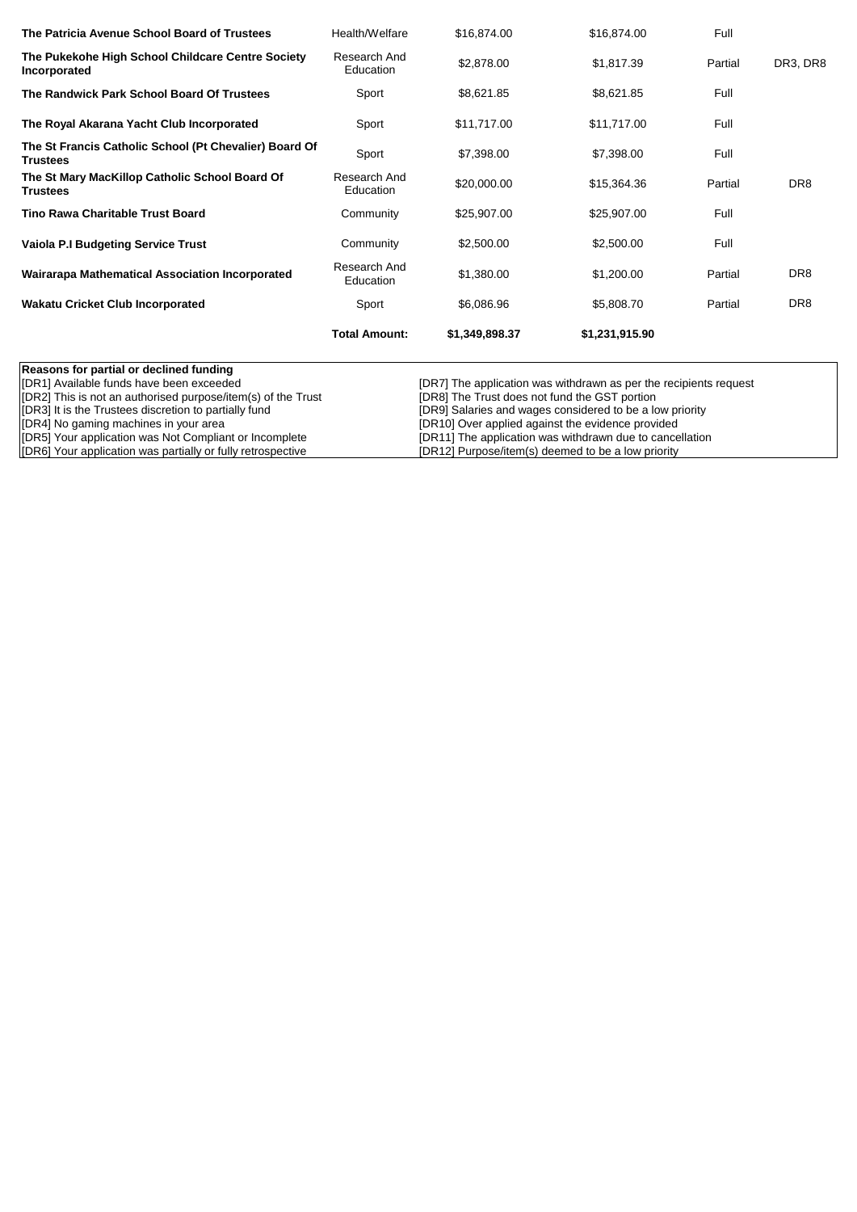| | | | | | |
|---|---|---|---|---|---|
| **The Patricia Avenue School Board of Trustees** | Health/Welfare | $16,874.00 | $16,874.00 | Full | |
| **The Pukekohe High School Childcare Centre Society Incorporated** | Research And Education | $2,878.00 | $1,817.39 | Partial | DR3, DR8 |
| **The Randwick Park School Board Of Trustees** | Sport | $8,621.85 | $8,621.85 | Full | |
| **The Royal Akarana Yacht Club Incorporated** | Sport | $11,717.00 | $11,717.00 | Full | |
| **The St Francis Catholic School (Pt Chevalier) Board Of Trustees** | Sport | $7,398.00 | $7,398.00 | Full | |
| **The St Mary MacKillop Catholic School Board Of Trustees** | Research And Education | $20,000.00 | $15,364.36 | Partial | DR8 |
| **Tino Rawa Charitable Trust Board** | Community | $25,907.00 | $25,907.00 | Full | |
| **Vaiola P.I Budgeting Service Trust** | Community | $2,500.00 | $2,500.00 | Full | |
| **Wairarapa Mathematical Association Incorporated** | Research And Education | $1,380.00 | $1,200.00 | Partial | DR8 |
| **Wakatu Cricket Club Incorporated** | Sport | $6,086.96 | $5,808.70 | Partial | DR8 |
| | **Total Amount:** | **$1,349,898.37** | **$1,231,915.90** | | |

**Reasons for partial or declined funding**

[DR1] Available funds have been exceeded
[DR2] This is not an authorised purpose/item(s) of the Trust
[DR3] It is the Trustees discretion to partially fund
[DR4] No gaming machines in your area
[DR5] Your application was Not Compliant or Incomplete
[DR6] Your application was partially or fully retrospective
[DR7] The application was withdrawn as per the recipients request
[DR8] The Trust does not fund the GST portion
[DR9] Salaries and wages considered to be a low priority
[DR10] Over applied against the evidence provided
[DR11] The application was withdrawn due to cancellation
[DR12] Purpose/item(s) deemed to be a low priority